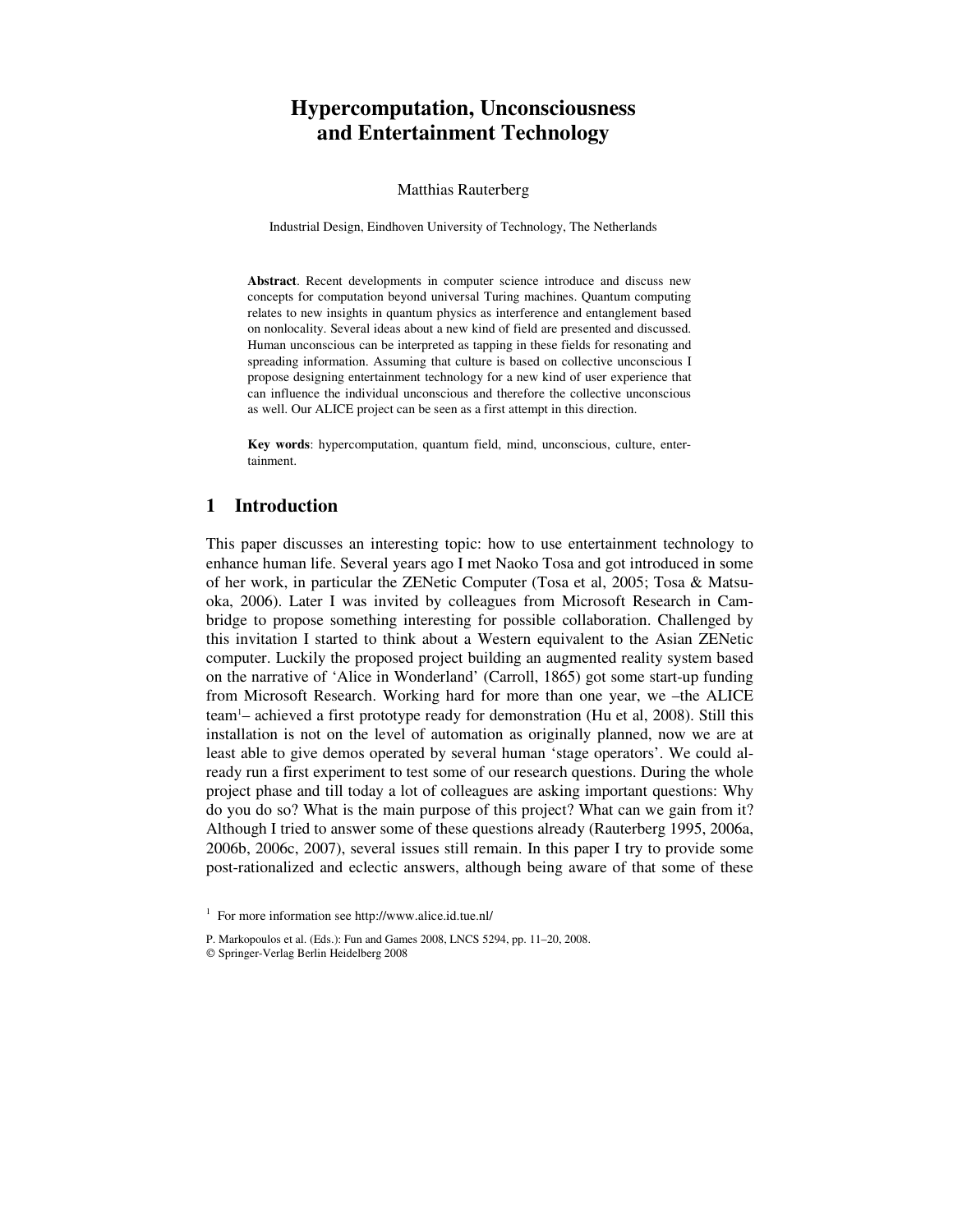# Hypercomputation, Unconsciousness and Entertainment Technology

Matthias Rauterberg

Industrial Design, Eindhoven University of Technology, The Netherlands

**Abstract**. Recent developments in computer science introduce and discuss new concepts for computation beyond universal Turing machines. Quantum computing relates to new insights in quantum physics as interference and entanglement based on nonlocality. Several ideas about a new kind of field are presented and discussed. Human unconscious can be interpreted as tapping in these fields for resonating and spreading information. Assuming that culture is based on collective unconscious I propose designing entertainment technology for a new kind of user experience that can influence the individual unconscious and therefore the collective unconscious as well. Our ALICE project can be seen as a first attempt in this direction.

**Key words**: hypercomputation, quantum field, mind, unconscious, culture, entertainment.

## 1 Introduction

This paper discusses an interesting topic: how to use entertainment technology to enhance human life. Several years ago I met Naoko Tosa and got introduced in some of her work, in particular the ZENetic Computer (Tosa et al, 2005; Tosa & Matsuoka, 2006). Later I was invited by colleagues from Microsoft Research in Cambridge to propose something interesting for possible collaboration. Challenged by this invitation I started to think about a Western equivalent to the Asian ZENetic computer. Luckily the proposed project building an augmented reality system based on the narrative of 'Alice in Wonderland' (Carroll, 1865) got some start-up funding from Microsoft Research. Working hard for more than one year, we –the ALICE team[1]– achieved a first prototype ready for demonstration (Hu et al, 2008). Still this installation is not on the level of automation as originally planned, now we are at least able to give demos operated by several human 'stage operators'. We could already run a first experiment to test some of our research questions. During the whole project phase and till today a lot of colleagues are asking important questions: Why do you do so? What is the main purpose of this project? What can we gain from it? Although I tried to answer some of these questions already (Rauterberg 1995, 2006a, 2006b, 2006c, 2007), several issues still remain. In this paper I try to provide some post-rationalized and eclectic answers, although being aware of that some of these

[1] For more information see http://www.alice.id.tue.nl/

P. Markopoulos et al. (Eds.): Fun and Games 2008, LNCS 5294, pp. 11–20, 2008.
© Springer-Verlag Berlin Heidelberg 2008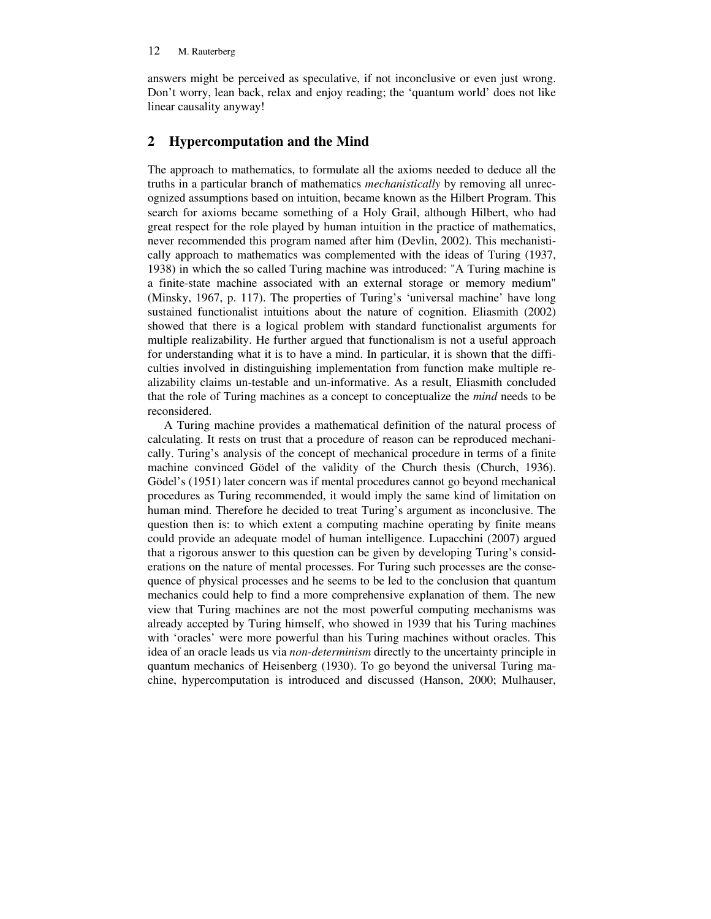answers might be perceived as speculative, if not inconclusive or even just wrong. Don't worry, lean back, relax and enjoy reading; the 'quantum world' does not like linear causality anyway!

## 2 Hypercomputation and the Mind

The approach to mathematics, to formulate all the axioms needed to deduce all the truths in a particular branch of mathematics *mechanistically* by removing all unrecognized assumptions based on intuition, became known as the Hilbert Program. This search for axioms became something of a Holy Grail, although Hilbert, who had great respect for the role played by human intuition in the practice of mathematics, never recommended this program named after him (Devlin, 2002). This mechanistically approach to mathematics was complemented with the ideas of Turing (1937, 1938) in which the so called Turing machine was introduced: "A Turing machine is a finite-state machine associated with an external storage or memory medium" (Minsky, 1967, p. 117). The properties of Turing's 'universal machine' have long sustained functionalist intuitions about the nature of cognition. Eliasmith (2002) showed that there is a logical problem with standard functionalist arguments for multiple realizability. He further argued that functionalism is not a useful approach for understanding what it is to have a mind. In particular, it is shown that the difficulties involved in distinguishing implementation from function make multiple realizability claims un-testable and un-informative. As a result, Eliasmith concluded that the role of Turing machines as a concept to conceptualize the *mind* needs to be reconsidered.

A Turing machine provides a mathematical definition of the natural process of calculating. It rests on trust that a procedure of reason can be reproduced mechanically. Turing's analysis of the concept of mechanical procedure in terms of a finite machine convinced Gödel of the validity of the Church thesis (Church, 1936). Gödel's (1951) later concern was if mental procedures cannot go beyond mechanical procedures as Turing recommended, it would imply the same kind of limitation on human mind. Therefore he decided to treat Turing's argument as inconclusive. The question then is: to which extent a computing machine operating by finite means could provide an adequate model of human intelligence. Lupacchini (2007) argued that a rigorous answer to this question can be given by developing Turing's considerations on the nature of mental processes. For Turing such processes are the consequence of physical processes and he seems to be led to the conclusion that quantum mechanics could help to find a more comprehensive explanation of them. The new view that Turing machines are not the most powerful computing mechanisms was already accepted by Turing himself, who showed in 1939 that his Turing machines with 'oracles' were more powerful than his Turing machines without oracles. This idea of an oracle leads us via *non-determinism* directly to the uncertainty principle in quantum mechanics of Heisenberg (1930). To go beyond the universal Turing machine, hypercomputation is introduced and discussed (Hanson, 2000; Mulhauser,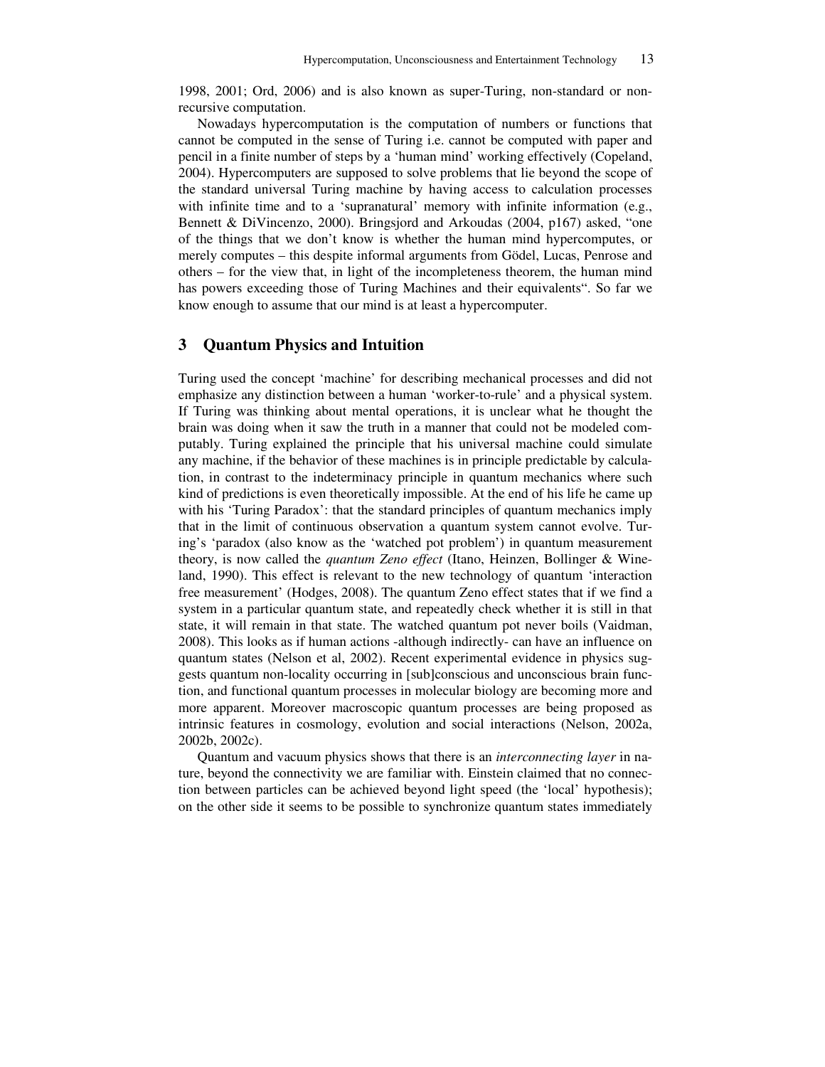1998, 2001; Ord, 2006) and is also known as super-Turing, non-standard or non-recursive computation.

Nowadays hypercomputation is the computation of numbers or functions that cannot be computed in the sense of Turing i.e. cannot be computed with paper and pencil in a finite number of steps by a 'human mind' working effectively (Copeland, 2004). Hypercomputers are supposed to solve problems that lie beyond the scope of the standard universal Turing machine by having access to calculation processes with infinite time and to a 'supranatural' memory with infinite information (e.g., Bennett & DiVincenzo, 2000). Bringsjord and Arkoudas (2004, p167) asked, "one of the things that we don't know is whether the human mind hypercomputes, or merely computes – this despite informal arguments from Gödel, Lucas, Penrose and others – for the view that, in light of the incompleteness theorem, the human mind has powers exceeding those of Turing Machines and their equivalents". So far we know enough to assume that our mind is at least a hypercomputer.

## 3 Quantum Physics and Intuition

Turing used the concept 'machine' for describing mechanical processes and did not emphasize any distinction between a human 'worker-to-rule' and a physical system. If Turing was thinking about mental operations, it is unclear what he thought the brain was doing when it saw the truth in a manner that could not be modeled computably. Turing explained the principle that his universal machine could simulate any machine, if the behavior of these machines is in principle predictable by calculation, in contrast to the indeterminacy principle in quantum mechanics where such kind of predictions is even theoretically impossible. At the end of his life he came up with his 'Turing Paradox': that the standard principles of quantum mechanics imply that in the limit of continuous observation a quantum system cannot evolve. Turing's 'paradox (also know as the 'watched pot problem') in quantum measurement theory, is now called the *quantum Zeno effect* (Itano, Heinzen, Bollinger & Wineland, 1990). This effect is relevant to the new technology of quantum 'interaction free measurement' (Hodges, 2008). The quantum Zeno effect states that if we find a system in a particular quantum state, and repeatedly check whether it is still in that state, it will remain in that state. The watched quantum pot never boils (Vaidman, 2008). This looks as if human actions -although indirectly- can have an influence on quantum states (Nelson et al, 2002). Recent experimental evidence in physics suggests quantum non-locality occurring in [sub]conscious and unconscious brain function, and functional quantum processes in molecular biology are becoming more and more apparent. Moreover macroscopic quantum processes are being proposed as intrinsic features in cosmology, evolution and social interactions (Nelson, 2002a, 2002b, 2002c).

Quantum and vacuum physics shows that there is an *interconnecting layer* in nature, beyond the connectivity we are familiar with. Einstein claimed that no connection between particles can be achieved beyond light speed (the 'local' hypothesis); on the other side it seems to be possible to synchronize quantum states immediately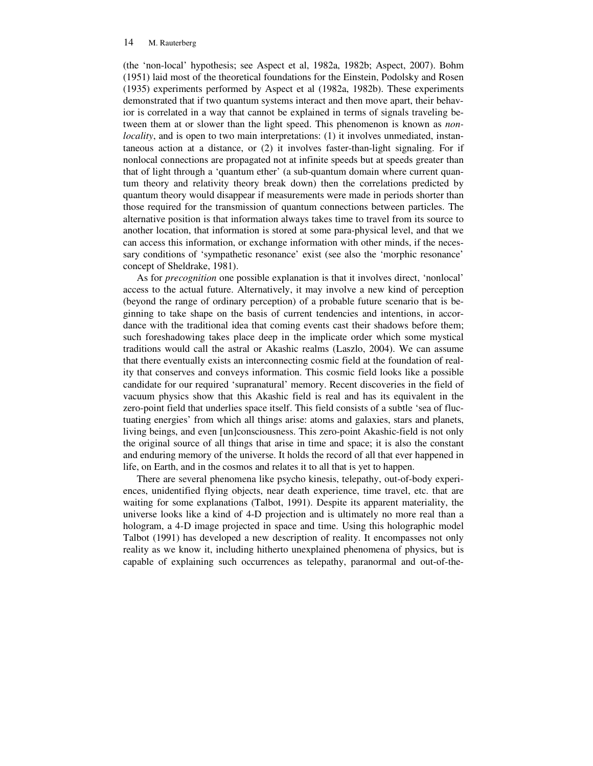(the 'non-local' hypothesis; see Aspect et al, 1982a, 1982b; Aspect, 2007). Bohm (1951) laid most of the theoretical foundations for the Einstein, Podolsky and Rosen (1935) experiments performed by Aspect et al (1982a, 1982b). These experiments demonstrated that if two quantum systems interact and then move apart, their behavior is correlated in a way that cannot be explained in terms of signals traveling between them at or slower than the light speed. This phenomenon is known as *nonlocality*, and is open to two main interpretations: (1) it involves unmediated, instantaneous action at a distance, or (2) it involves faster-than-light signaling. For if nonlocal connections are propagated not at infinite speeds but at speeds greater than that of light through a 'quantum ether' (a sub-quantum domain where current quantum theory and relativity theory break down) then the correlations predicted by quantum theory would disappear if measurements were made in periods shorter than those required for the transmission of quantum connections between particles. The alternative position is that information always takes time to travel from its source to another location, that information is stored at some para-physical level, and that we can access this information, or exchange information with other minds, if the necessary conditions of 'sympathetic resonance' exist (see also the 'morphic resonance' concept of Sheldrake, 1981).

As for *precognition* one possible explanation is that it involves direct, 'nonlocal' access to the actual future. Alternatively, it may involve a new kind of perception (beyond the range of ordinary perception) of a probable future scenario that is beginning to take shape on the basis of current tendencies and intentions, in accordance with the traditional idea that coming events cast their shadows before them; such foreshadowing takes place deep in the implicate order which some mystical traditions would call the astral or Akashic realms (Laszlo, 2004). We can assume that there eventually exists an interconnecting cosmic field at the foundation of reality that conserves and conveys information. This cosmic field looks like a possible candidate for our required 'supranatural' memory. Recent discoveries in the field of vacuum physics show that this Akashic field is real and has its equivalent in the zero-point field that underlies space itself. This field consists of a subtle 'sea of fluctuating energies' from which all things arise: atoms and galaxies, stars and planets, living beings, and even [un]consciousness. This zero-point Akashic-field is not only the original source of all things that arise in time and space; it is also the constant and enduring memory of the universe. It holds the record of all that ever happened in life, on Earth, and in the cosmos and relates it to all that is yet to happen.

There are several phenomena like psycho kinesis, telepathy, out-of-body experiences, unidentified flying objects, near death experience, time travel, etc. that are waiting for some explanations (Talbot, 1991). Despite its apparent materiality, the universe looks like a kind of 4-D projection and is ultimately no more real than a hologram, a 4-D image projected in space and time. Using this holographic model Talbot (1991) has developed a new description of reality. It encompasses not only reality as we know it, including hitherto unexplained phenomena of physics, but is capable of explaining such occurrences as telepathy, paranormal and out-of-the-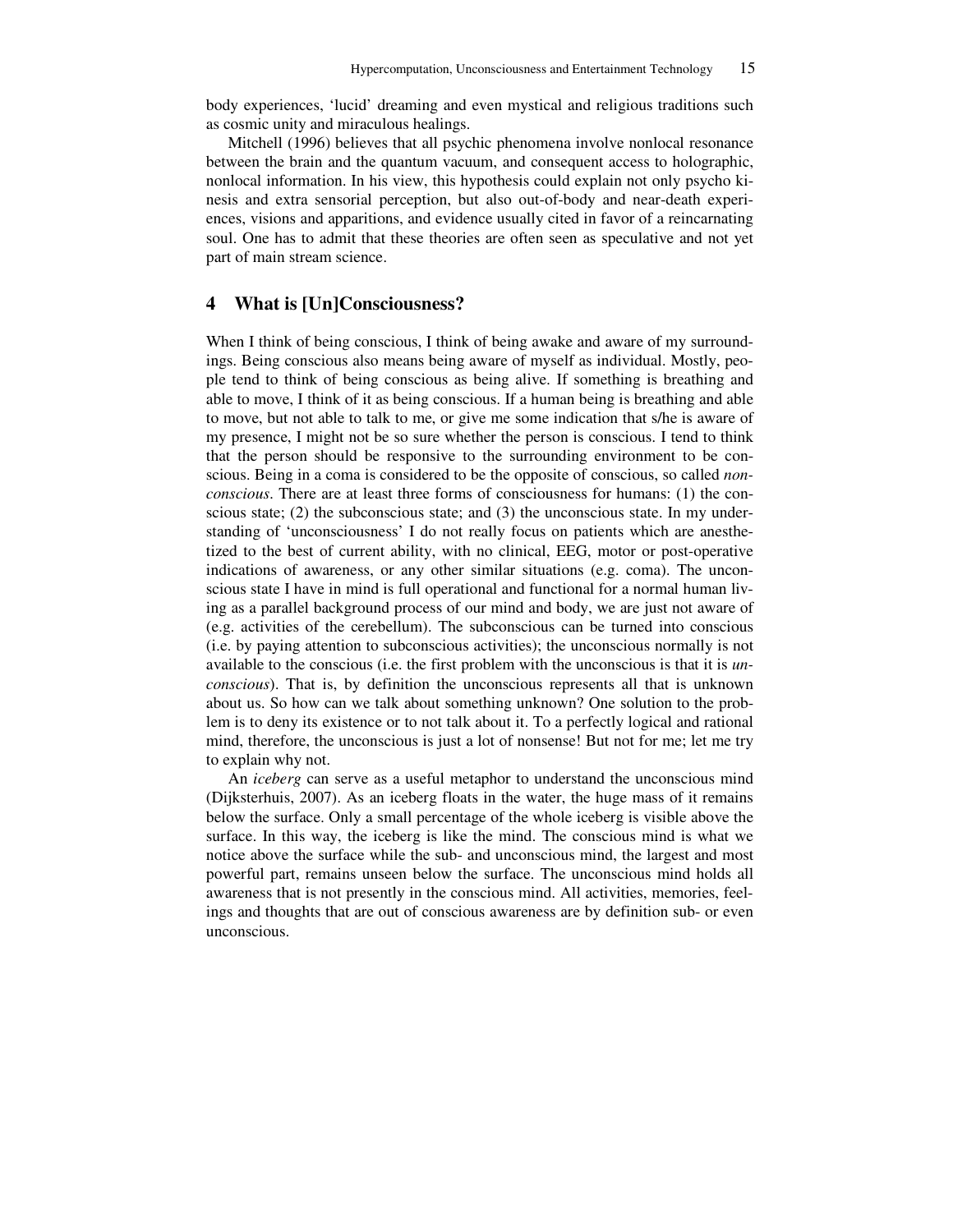body experiences, 'lucid' dreaming and even mystical and religious traditions such as cosmic unity and miraculous healings.

Mitchell (1996) believes that all psychic phenomena involve nonlocal resonance between the brain and the quantum vacuum, and consequent access to holographic, nonlocal information. In his view, this hypothesis could explain not only psycho kinesis and extra sensorial perception, but also out-of-body and near-death experiences, visions and apparitions, and evidence usually cited in favor of a reincarnating soul. One has to admit that these theories are often seen as speculative and not yet part of main stream science.

## 4 What is [Un]Consciousness?

When I think of being conscious, I think of being awake and aware of my surroundings. Being conscious also means being aware of myself as individual. Mostly, people tend to think of being conscious as being alive. If something is breathing and able to move, I think of it as being conscious. If a human being is breathing and able to move, but not able to talk to me, or give me some indication that s/he is aware of my presence, I might not be so sure whether the person is conscious. I tend to think that the person should be responsive to the surrounding environment to be conscious. Being in a coma is considered to be the opposite of conscious, so called *nonconscious*. There are at least three forms of consciousness for humans: (1) the conscious state; (2) the subconscious state; and (3) the unconscious state. In my understanding of 'unconsciousness' I do not really focus on patients which are anesthetized to the best of current ability, with no clinical, EEG, motor or post-operative indications of awareness, or any other similar situations (e.g. coma). The unconscious state I have in mind is full operational and functional for a normal human living as a parallel background process of our mind and body, we are just not aware of (e.g. activities of the cerebellum). The subconscious can be turned into conscious (i.e. by paying attention to subconscious activities); the unconscious normally is not available to the conscious (i.e. the first problem with the unconscious is that it is *unconscious*). That is, by definition the unconscious represents all that is unknown about us. So how can we talk about something unknown? One solution to the problem is to deny its existence or to not talk about it. To a perfectly logical and rational mind, therefore, the unconscious is just a lot of nonsense! But not for me; let me try to explain why not.

An *iceberg* can serve as a useful metaphor to understand the unconscious mind (Dijksterhuis, 2007). As an iceberg floats in the water, the huge mass of it remains below the surface. Only a small percentage of the whole iceberg is visible above the surface. In this way, the iceberg is like the mind. The conscious mind is what we notice above the surface while the sub- and unconscious mind, the largest and most powerful part, remains unseen below the surface. The unconscious mind holds all awareness that is not presently in the conscious mind. All activities, memories, feelings and thoughts that are out of conscious awareness are by definition sub- or even unconscious.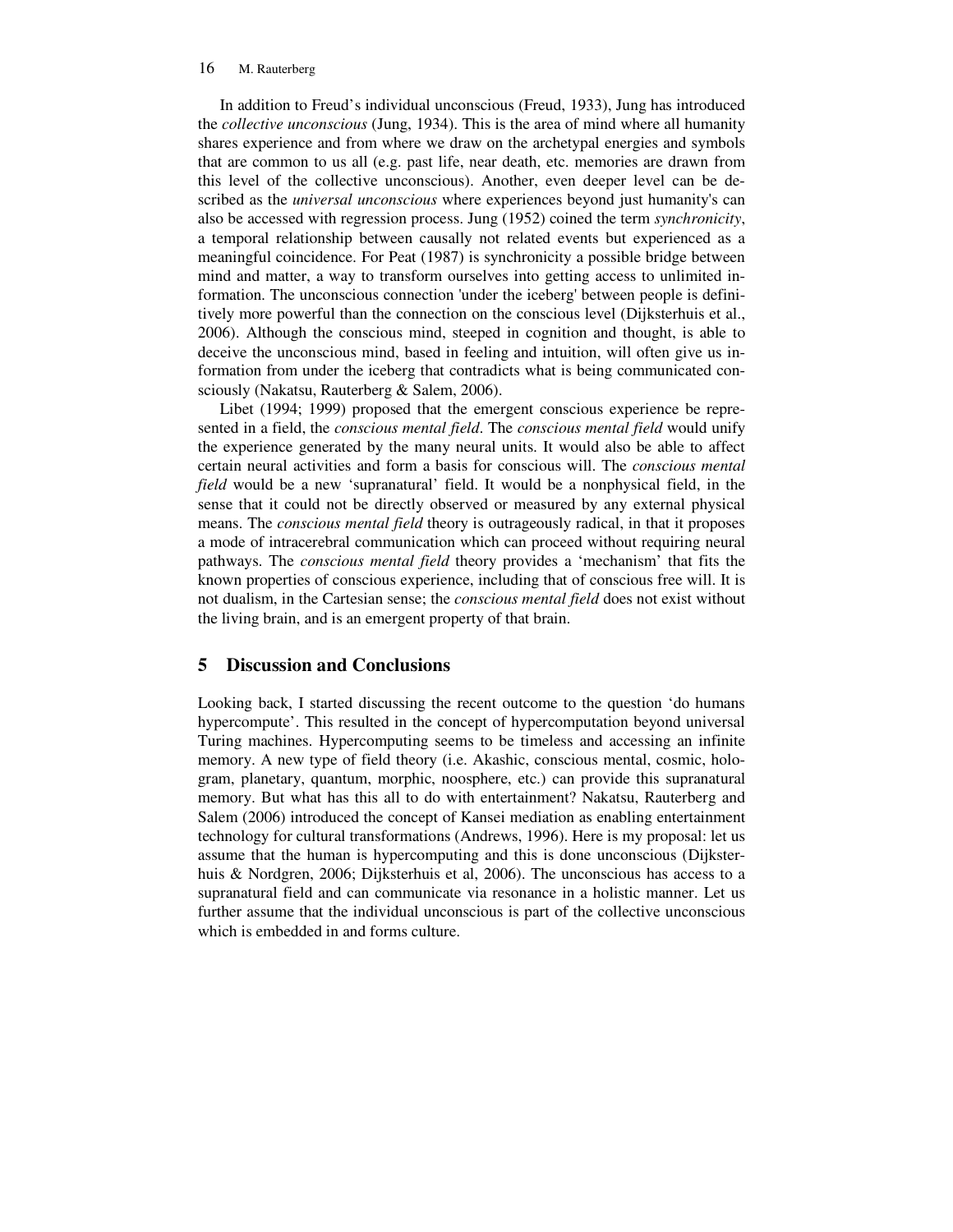In addition to Freud's individual unconscious (Freud, 1933), Jung has introduced the *collective unconscious* (Jung, 1934). This is the area of mind where all humanity shares experience and from where we draw on the archetypal energies and symbols that are common to us all (e.g. past life, near death, etc. memories are drawn from this level of the collective unconscious). Another, even deeper level can be described as the *universal unconscious* where experiences beyond just humanity's can also be accessed with regression process. Jung (1952) coined the term *synchronicity*, a temporal relationship between causally not related events but experienced as a meaningful coincidence. For Peat (1987) is synchronicity a possible bridge between mind and matter, a way to transform ourselves into getting access to unlimited information. The unconscious connection 'under the iceberg' between people is definitively more powerful than the connection on the conscious level (Dijksterhuis et al., 2006). Although the conscious mind, steeped in cognition and thought, is able to deceive the unconscious mind, based in feeling and intuition, will often give us information from under the iceberg that contradicts what is being communicated consciously (Nakatsu, Rauterberg & Salem, 2006).

Libet (1994; 1999) proposed that the emergent conscious experience be represented in a field, the *conscious mental field*. The *conscious mental field* would unify the experience generated by the many neural units. It would also be able to affect certain neural activities and form a basis for conscious will. The *conscious mental field* would be a new 'supranatural' field. It would be a nonphysical field, in the sense that it could not be directly observed or measured by any external physical means. The *conscious mental field* theory is outrageously radical, in that it proposes a mode of intracerebral communication which can proceed without requiring neural pathways. The *conscious mental field* theory provides a 'mechanism' that fits the known properties of conscious experience, including that of conscious free will. It is not dualism, in the Cartesian sense; the *conscious mental field* does not exist without the living brain, and is an emergent property of that brain.

## 5 Discussion and Conclusions

Looking back, I started discussing the recent outcome to the question 'do humans hypercompute'. This resulted in the concept of hypercomputation beyond universal Turing machines. Hypercomputing seems to be timeless and accessing an infinite memory. A new type of field theory (i.e. Akashic, conscious mental, cosmic, hologram, planetary, quantum, morphic, noosphere, etc.) can provide this supranatural memory. But what has this all to do with entertainment? Nakatsu, Rauterberg and Salem (2006) introduced the concept of Kansei mediation as enabling entertainment technology for cultural transformations (Andrews, 1996). Here is my proposal: let us assume that the human is hypercomputing and this is done unconscious (Dijksterhuis & Nordgren, 2006; Dijksterhuis et al, 2006). The unconscious has access to a supranatural field and can communicate via resonance in a holistic manner. Let us further assume that the individual unconscious is part of the collective unconscious which is embedded in and forms culture.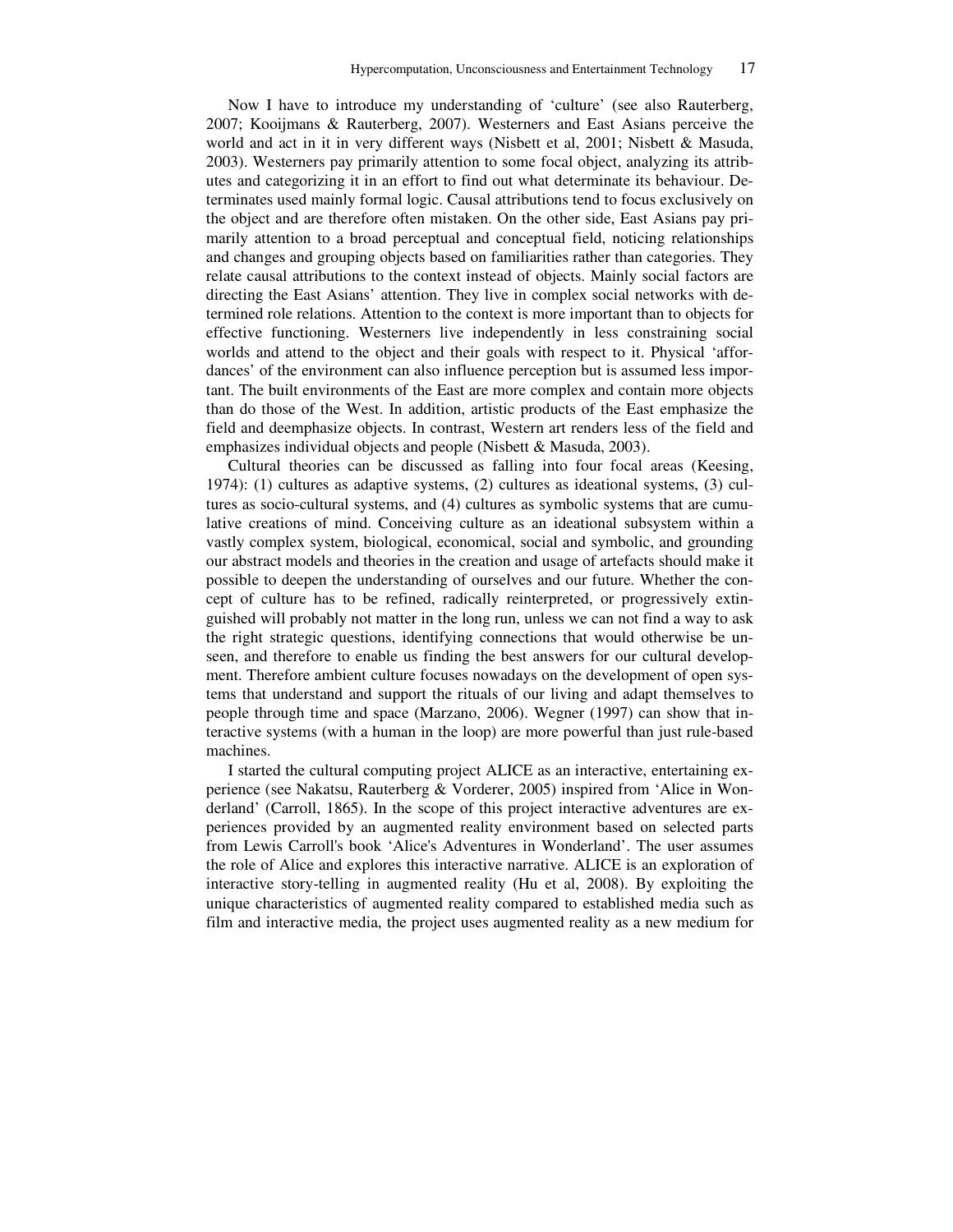Now I have to introduce my understanding of 'culture' (see also Rauterberg, 2007; Kooijmans & Rauterberg, 2007). Westerners and East Asians perceive the world and act in it in very different ways (Nisbett et al, 2001; Nisbett & Masuda, 2003). Westerners pay primarily attention to some focal object, analyzing its attributes and categorizing it in an effort to find out what determinate its behaviour. Determinates used mainly formal logic. Causal attributions tend to focus exclusively on the object and are therefore often mistaken. On the other side, East Asians pay primarily attention to a broad perceptual and conceptual field, noticing relationships and changes and grouping objects based on familiarities rather than categories. They relate causal attributions to the context instead of objects. Mainly social factors are directing the East Asians' attention. They live in complex social networks with determined role relations. Attention to the context is more important than to objects for effective functioning. Westerners live independently in less constraining social worlds and attend to the object and their goals with respect to it. Physical 'affordances' of the environment can also influence perception but is assumed less important. The built environments of the East are more complex and contain more objects than do those of the West. In addition, artistic products of the East emphasize the field and deemphasize objects. In contrast, Western art renders less of the field and emphasizes individual objects and people (Nisbett & Masuda, 2003).

Cultural theories can be discussed as falling into four focal areas (Keesing, 1974): (1) cultures as adaptive systems, (2) cultures as ideational systems, (3) cultures as socio-cultural systems, and (4) cultures as symbolic systems that are cumulative creations of mind. Conceiving culture as an ideational subsystem within a vastly complex system, biological, economical, social and symbolic, and grounding our abstract models and theories in the creation and usage of artefacts should make it possible to deepen the understanding of ourselves and our future. Whether the concept of culture has to be refined, radically reinterpreted, or progressively extinguished will probably not matter in the long run, unless we can not find a way to ask the right strategic questions, identifying connections that would otherwise be unseen, and therefore to enable us finding the best answers for our cultural development. Therefore ambient culture focuses nowadays on the development of open systems that understand and support the rituals of our living and adapt themselves to people through time and space (Marzano, 2006). Wegner (1997) can show that interactive systems (with a human in the loop) are more powerful than just rule-based machines.

I started the cultural computing project ALICE as an interactive, entertaining experience (see Nakatsu, Rauterberg & Vorderer, 2005) inspired from 'Alice in Wonderland' (Carroll, 1865). In the scope of this project interactive adventures are experiences provided by an augmented reality environment based on selected parts from Lewis Carroll's book 'Alice's Adventures in Wonderland'. The user assumes the role of Alice and explores this interactive narrative. ALICE is an exploration of interactive story-telling in augmented reality (Hu et al, 2008). By exploiting the unique characteristics of augmented reality compared to established media such as film and interactive media, the project uses augmented reality as a new medium for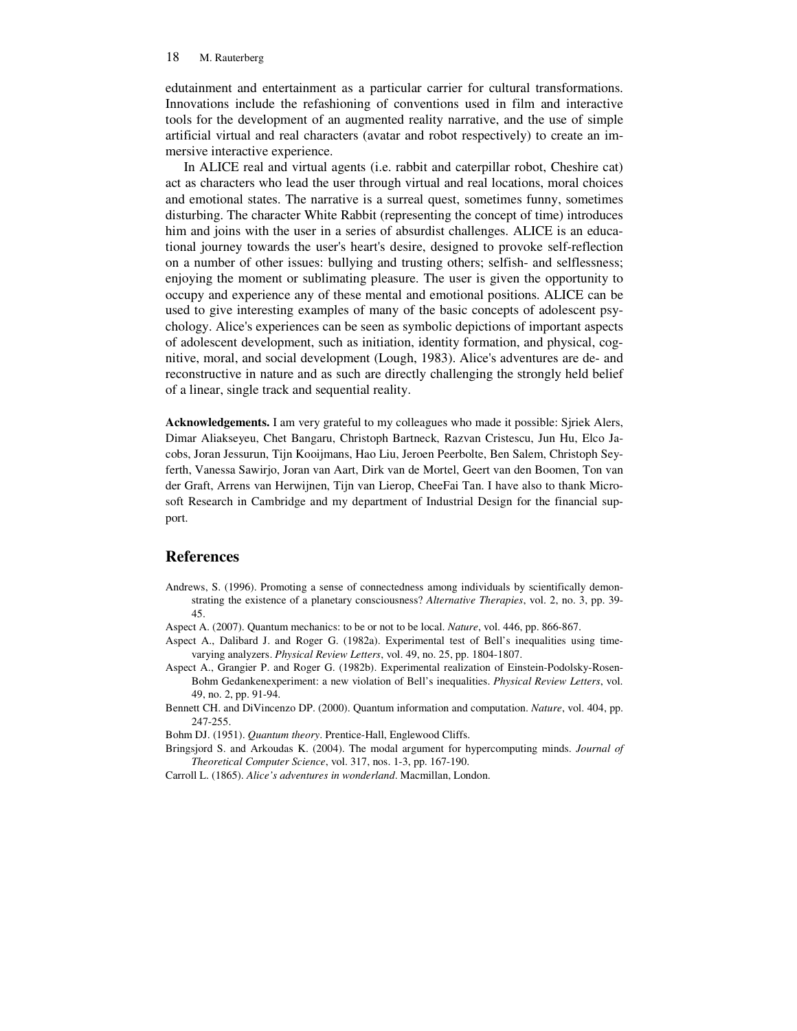edutainment and entertainment as a particular carrier for cultural transformations. Innovations include the refashioning of conventions used in film and interactive tools for the development of an augmented reality narrative, and the use of simple artificial virtual and real characters (avatar and robot respectively) to create an immersive interactive experience.

In ALICE real and virtual agents (i.e. rabbit and caterpillar robot, Cheshire cat) act as characters who lead the user through virtual and real locations, moral choices and emotional states. The narrative is a surreal quest, sometimes funny, sometimes disturbing. The character White Rabbit (representing the concept of time) introduces him and joins with the user in a series of absurdist challenges. ALICE is an educational journey towards the user's heart's desire, designed to provoke self-reflection on a number of other issues: bullying and trusting others; selfish- and selflessness; enjoying the moment or sublimating pleasure. The user is given the opportunity to occupy and experience any of these mental and emotional positions. ALICE can be used to give interesting examples of many of the basic concepts of adolescent psychology. Alice's experiences can be seen as symbolic depictions of important aspects of adolescent development, such as initiation, identity formation, and physical, cognitive, moral, and social development (Lough, 1983). Alice's adventures are de- and reconstructive in nature and as such are directly challenging the strongly held belief of a linear, single track and sequential reality.

**Acknowledgements.** I am very grateful to my colleagues who made it possible: Sjriek Alers, Dimar Aliakseyeu, Chet Bangaru, Christoph Bartneck, Razvan Cristescu, Jun Hu, Elco Jacobs, Joran Jessurun, Tijn Kooijmans, Hao Liu, Jeroen Peerbolte, Ben Salem, Christoph Seyferth, Vanessa Sawirjo, Joran van Aart, Dirk van de Mortel, Geert van den Boomen, Ton van der Graft, Arrens van Herwijnen, Tijn van Lierop, CheeFai Tan. I have also to thank Microsoft Research in Cambridge and my department of Industrial Design for the financial support.

## References

Andrews, S. (1996). Promoting a sense of connectedness among individuals by scientifically demonstrating the existence of a planetary consciousness? *Alternative Therapies*, vol. 2, no. 3, pp. 39-45.

Aspect A. (2007). Quantum mechanics: to be or not to be local. *Nature*, vol. 446, pp. 866-867.

Aspect A., Dalibard J. and Roger G. (1982a). Experimental test of Bell's inequalities using time-varying analyzers. *Physical Review Letters*, vol. 49, no. 25, pp. 1804-1807.

Aspect A., Grangier P. and Roger G. (1982b). Experimental realization of Einstein-Podolsky-Rosen-Bohm Gedankenexperiment: a new violation of Bell's inequalities. *Physical Review Letters*, vol. 49, no. 2, pp. 91-94.

Bennett CH. and DiVincenzo DP. (2000). Quantum information and computation. *Nature*, vol. 404, pp. 247-255.

Bohm DJ. (1951). *Quantum theory*. Prentice-Hall, Englewood Cliffs.

Bringsjord S. and Arkoudas K. (2004). The modal argument for hypercomputing minds. *Journal of Theoretical Computer Science*, vol. 317, nos. 1-3, pp. 167-190.

Carroll L. (1865). *Alice's adventures in wonderland*. Macmillan, London.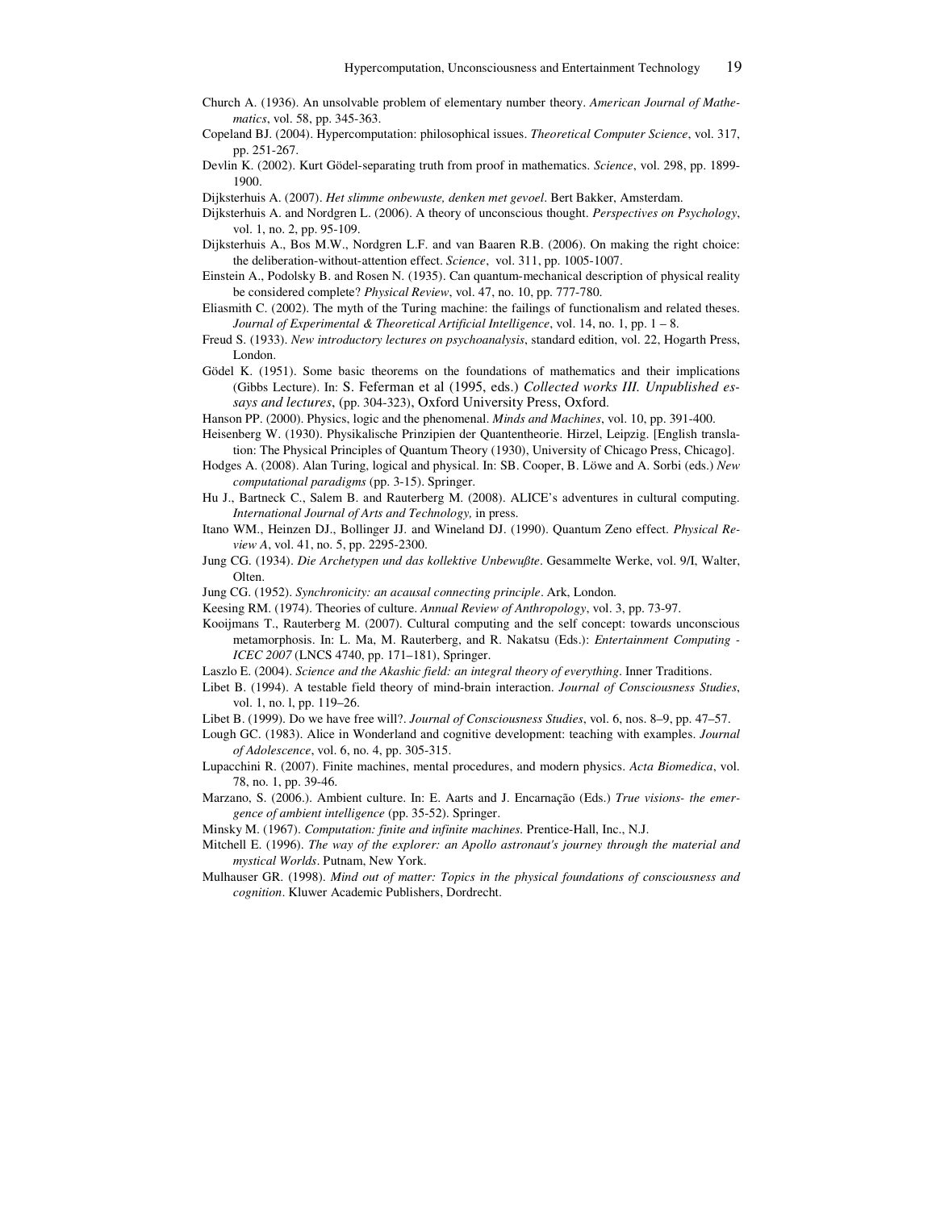Church A. (1936). An unsolvable problem of elementary number theory. *American Journal of Mathematics*, vol. 58, pp. 345-363.

Copeland BJ. (2004). Hypercomputation: philosophical issues. *Theoretical Computer Science*, vol. 317, pp. 251-267.

Devlin K. (2002). Kurt Gödel-separating truth from proof in mathematics. *Science*, vol. 298, pp. 1899-1900.

Dijksterhuis A. (2007). *Het slimme onbewuste, denken met gevoel*. Bert Bakker, Amsterdam.

Dijksterhuis A. and Nordgren L. (2006). A theory of unconscious thought. *Perspectives on Psychology*, vol. 1, no. 2, pp. 95-109.

Dijksterhuis A., Bos M.W., Nordgren L.F. and van Baaren R.B. (2006). On making the right choice: the deliberation-without-attention effect. *Science*, vol. 311, pp. 1005-1007.

Einstein A., Podolsky B. and Rosen N. (1935). Can quantum-mechanical description of physical reality be considered complete? *Physical Review*, vol. 47, no. 10, pp. 777-780.

Eliasmith C. (2002). The myth of the Turing machine: the failings of functionalism and related theses. *Journal of Experimental & Theoretical Artificial Intelligence*, vol. 14, no. 1, pp. 1 – 8.

Freud S. (1933). *New introductory lectures on psychoanalysis*, standard edition, vol. 22, Hogarth Press, London.

Gödel K. (1951). Some basic theorems on the foundations of mathematics and their implications (Gibbs Lecture). In: S. Feferman et al (1995, eds.) *Collected works III. Unpublished essays and lectures*, (pp. 304-323), Oxford University Press, Oxford.

Hanson PP. (2000). Physics, logic and the phenomenal. *Minds and Machines*, vol. 10, pp. 391-400.

Heisenberg W. (1930). Physikalische Prinzipien der Quantentheorie. Hirzel, Leipzig. [English translation: The Physical Principles of Quantum Theory (1930), University of Chicago Press, Chicago].

Hodges A. (2008). Alan Turing, logical and physical. In: SB. Cooper, B. Löwe and A. Sorbi (eds.) *New computational paradigms* (pp. 3-15). Springer.

Hu J., Bartneck C., Salem B. and Rauterberg M. (2008). ALICE's adventures in cultural computing. *International Journal of Arts and Technology,* in press.

Itano WM., Heinzen DJ., Bollinger JJ. and Wineland DJ. (1990). Quantum Zeno effect. *Physical Review A*, vol. 41, no. 5, pp. 2295-2300.

Jung CG. (1934). *Die Archetypen und das kollektive Unbewußte*. Gesammelte Werke, vol. 9/I, Walter, Olten.

Jung CG. (1952). *Synchronicity: an acausal connecting principle*. Ark, London.

Keesing RM. (1974). Theories of culture. *Annual Review of Anthropology*, vol. 3, pp. 73-97.

Kooijmans T., Rauterberg M. (2007). Cultural computing and the self concept: towards unconscious metamorphosis. In: L. Ma, M. Rauterberg, and R. Nakatsu (Eds.): *Entertainment Computing - ICEC 2007* (LNCS 4740, pp. 171–181), Springer.

Laszlo E. (2004). *Science and the Akashic field: an integral theory of everything*. Inner Traditions.

Libet B. (1994). A testable field theory of mind-brain interaction. *Journal of Consciousness Studies*, vol. 1, no. l, pp. 119–26.

Libet B. (1999). Do we have free will?. *Journal of Consciousness Studies*, vol. 6, nos. 8–9, pp. 47–57.

Lough GC. (1983). Alice in Wonderland and cognitive development: teaching with examples. *Journal of Adolescence*, vol. 6, no. 4, pp. 305-315.

Lupacchini R. (2007). Finite machines, mental procedures, and modern physics. *Acta Biomedica*, vol. 78, no. 1, pp. 39-46.

Marzano, S. (2006.). Ambient culture. In: E. Aarts and J. Encarnação (Eds.) *True visions- the emergence of ambient intelligence* (pp. 35-52). Springer.

Minsky M. (1967). *Computation: finite and infinite machines*. Prentice-Hall, Inc., N.J.

Mitchell E. (1996). *The way of the explorer: an Apollo astronaut's journey through the material and mystical Worlds*. Putnam, New York.

Mulhauser GR. (1998). *Mind out of matter: Topics in the physical foundations of consciousness and cognition*. Kluwer Academic Publishers, Dordrecht.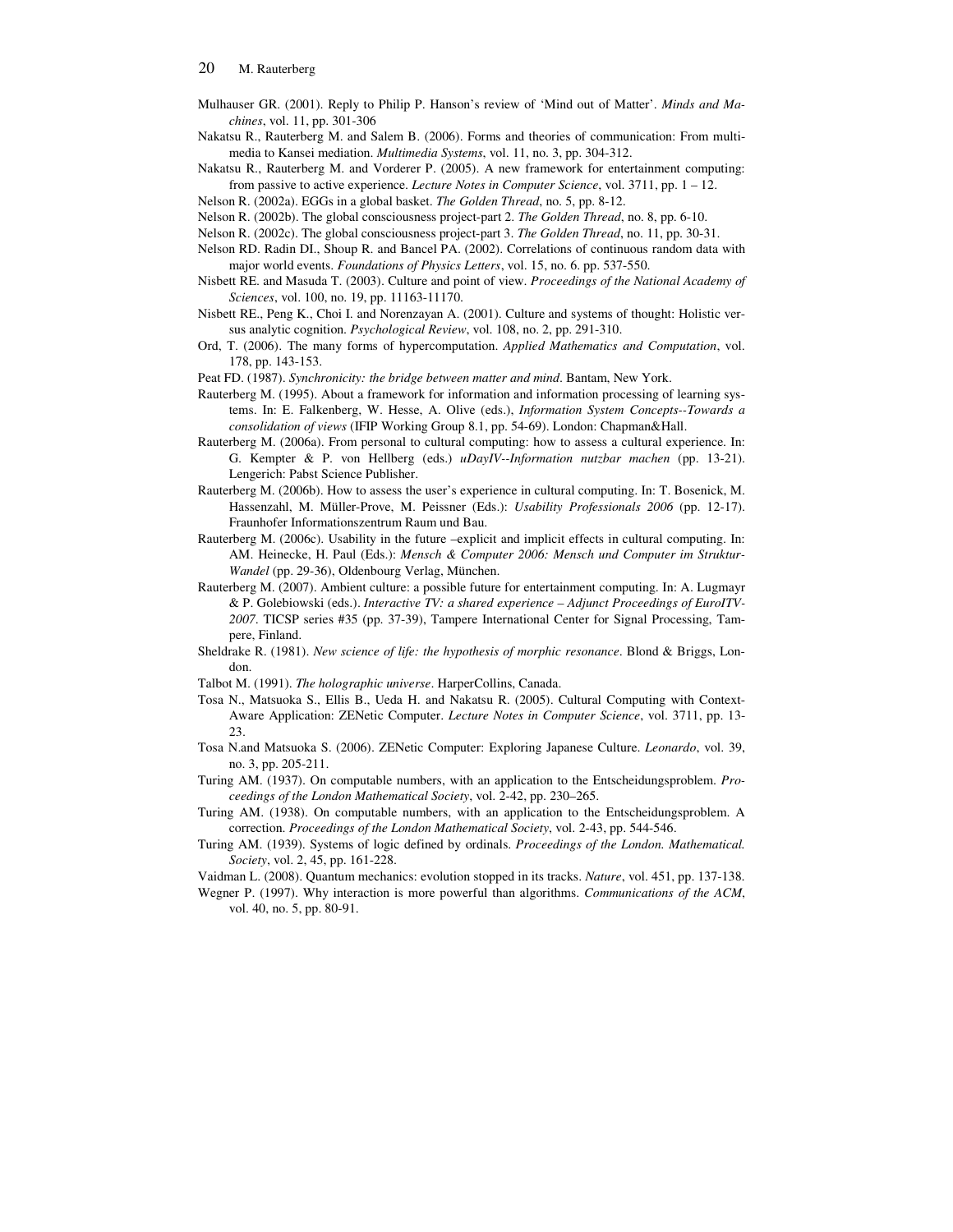Mulhauser GR. (2001). Reply to Philip P. Hanson's review of 'Mind out of Matter'. *Minds and Machines*, vol. 11, pp. 301-306

Nakatsu R., Rauterberg M. and Salem B. (2006). Forms and theories of communication: From multimedia to Kansei mediation. *Multimedia Systems*, vol. 11, no. 3, pp. 304-312.

Nakatsu R., Rauterberg M. and Vorderer P. (2005). A new framework for entertainment computing: from passive to active experience. *Lecture Notes in Computer Science*, vol. 3711, pp. 1 – 12.

Nelson R. (2002a). EGGs in a global basket. *The Golden Thread*, no. 5, pp. 8-12.

Nelson R. (2002b). The global consciousness project-part 2. *The Golden Thread*, no. 8, pp. 6-10.

Nelson R. (2002c). The global consciousness project-part 3. *The Golden Thread*, no. 11, pp. 30-31.

Nelson RD. Radin DI., Shoup R. and Bancel PA. (2002). Correlations of continuous random data with major world events. *Foundations of Physics Letters*, vol. 15, no. 6. pp. 537-550.

Nisbett RE. and Masuda T. (2003). Culture and point of view. *Proceedings of the National Academy of Sciences*, vol. 100, no. 19, pp. 11163-11170.

Nisbett RE., Peng K., Choi I. and Norenzayan A. (2001). Culture and systems of thought: Holistic versus analytic cognition. *Psychological Review*, vol. 108, no. 2, pp. 291-310.

Ord, T. (2006). The many forms of hypercomputation. *Applied Mathematics and Computation*, vol. 178, pp. 143-153.

Peat FD. (1987). *Synchronicity: the bridge between matter and mind*. Bantam, New York.

Rauterberg M. (1995). About a framework for information and information processing of learning systems. In: E. Falkenberg, W. Hesse, A. Olive (eds.), *Information System Concepts--Towards a consolidation of views* (IFIP Working Group 8.1, pp. 54-69). London: Chapman&Hall.

Rauterberg M. (2006a). From personal to cultural computing: how to assess a cultural experience. In: G. Kempter & P. von Hellberg (eds.) *uDayIV--Information nutzbar machen* (pp. 13-21). Lengerich: Pabst Science Publisher.

Rauterberg M. (2006b). How to assess the user's experience in cultural computing. In: T. Bosenick, M. Hassenzahl, M. Müller-Prove, M. Peissner (Eds.): *Usability Professionals 2006* (pp. 12-17). Fraunhofer Informationszentrum Raum und Bau.

Rauterberg M. (2006c). Usability in the future –explicit and implicit effects in cultural computing. In: AM. Heinecke, H. Paul (Eds.): *Mensch & Computer 2006: Mensch und Computer im Struktur-Wandel* (pp. 29-36), Oldenbourg Verlag, München.

Rauterberg M. (2007). Ambient culture: a possible future for entertainment computing. In: A. Lugmayr & P. Golebiowski (eds.). *Interactive TV: a shared experience – Adjunct Proceedings of EuroITV-2007*. TICSP series #35 (pp. 37-39), Tampere International Center for Signal Processing, Tampere, Finland.

Sheldrake R. (1981). *New science of life: the hypothesis of morphic resonance*. Blond & Briggs, London.

Talbot M. (1991). *The holographic universe*. HarperCollins, Canada.

Tosa N., Matsuoka S., Ellis B., Ueda H. and Nakatsu R. (2005). Cultural Computing with Context-Aware Application: ZENetic Computer. *Lecture Notes in Computer Science*, vol. 3711, pp. 13-23.

Tosa N.and Matsuoka S. (2006). ZENetic Computer: Exploring Japanese Culture. *Leonardo*, vol. 39, no. 3, pp. 205-211.

Turing AM. (1937). On computable numbers, with an application to the Entscheidungsproblem. *Proceedings of the London Mathematical Society*, vol. 2-42, pp. 230–265.

Turing AM. (1938). On computable numbers, with an application to the Entscheidungsproblem. A correction. *Proceedings of the London Mathematical Society*, vol. 2-43, pp. 544-546.

Turing AM. (1939). Systems of logic defined by ordinals. *Proceedings of the London. Mathematical. Society*, vol. 2, 45, pp. 161-228.

Vaidman L. (2008). Quantum mechanics: evolution stopped in its tracks. *Nature*, vol. 451, pp. 137-138.

Wegner P. (1997). Why interaction is more powerful than algorithms. *Communications of the ACM*, vol. 40, no. 5, pp. 80-91.